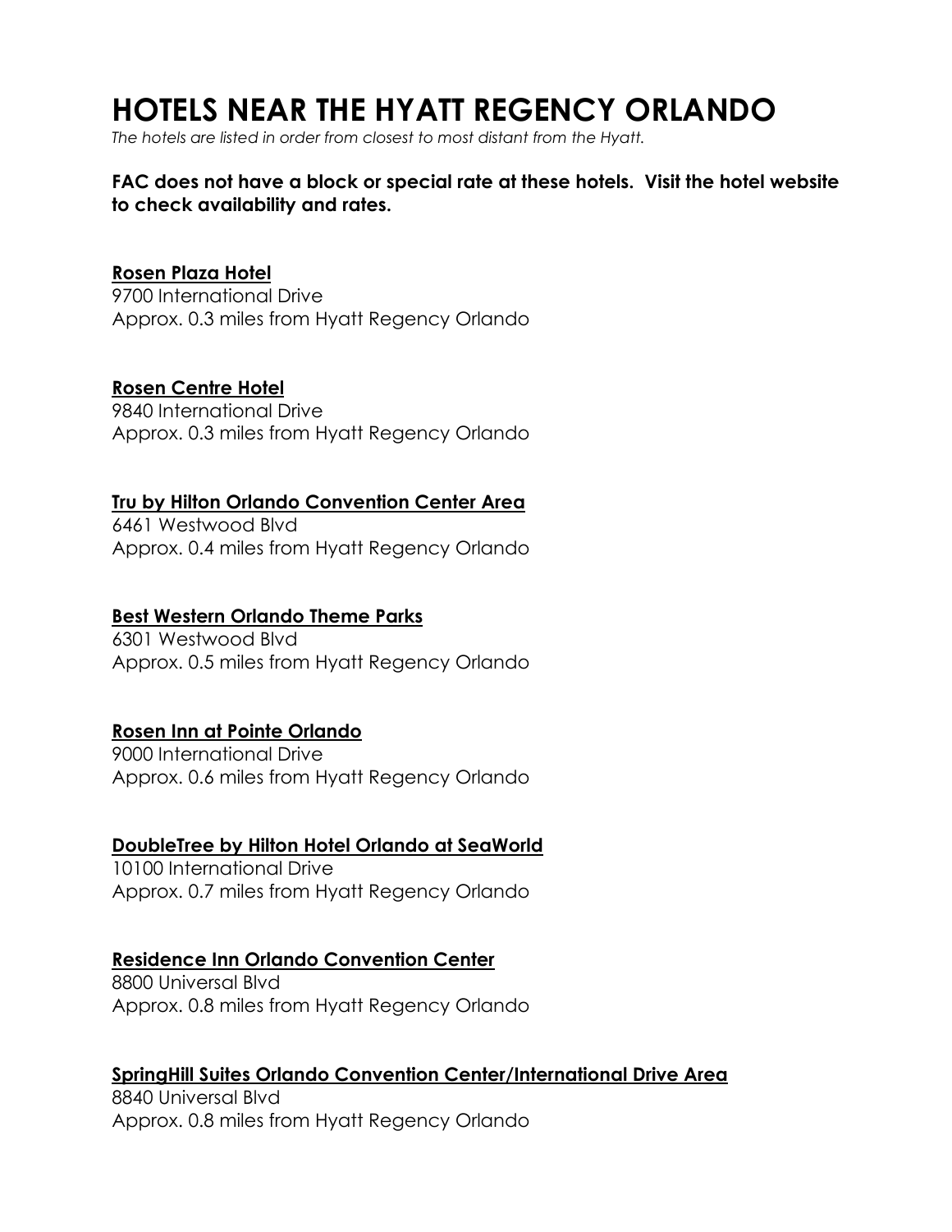# HOTELS NEAR THE HYATT REGENCY ORLANDO

*The hotels are listed in order from closest to most distant from the Hyatt.*

**FAC does not have a block or special rate at these hotels. Visit the hotel website to check availability and rates.**

**Rosen Plaza Hotel**
9700 International Drive
Approx. 0.3 miles from Hyatt Regency Orlando

**Rosen Centre Hotel**
9840 International Drive
Approx. 0.3 miles from Hyatt Regency Orlando

**Tru by Hilton Orlando Convention Center Area**
6461 Westwood Blvd
Approx. 0.4 miles from Hyatt Regency Orlando

**Best Western Orlando Theme Parks**
6301 Westwood Blvd
Approx. 0.5 miles from Hyatt Regency Orlando

**Rosen Inn at Pointe Orlando**
9000 International Drive
Approx. 0.6 miles from Hyatt Regency Orlando

**DoubleTree by Hilton Hotel Orlando at SeaWorld**
10100 International Drive
Approx. 0.7 miles from Hyatt Regency Orlando

**Residence Inn Orlando Convention Center**
8800 Universal Blvd
Approx. 0.8 miles from Hyatt Regency Orlando

**SpringHill Suites Orlando Convention Center/International Drive Area**
8840 Universal Blvd
Approx. 0.8 miles from Hyatt Regency Orlando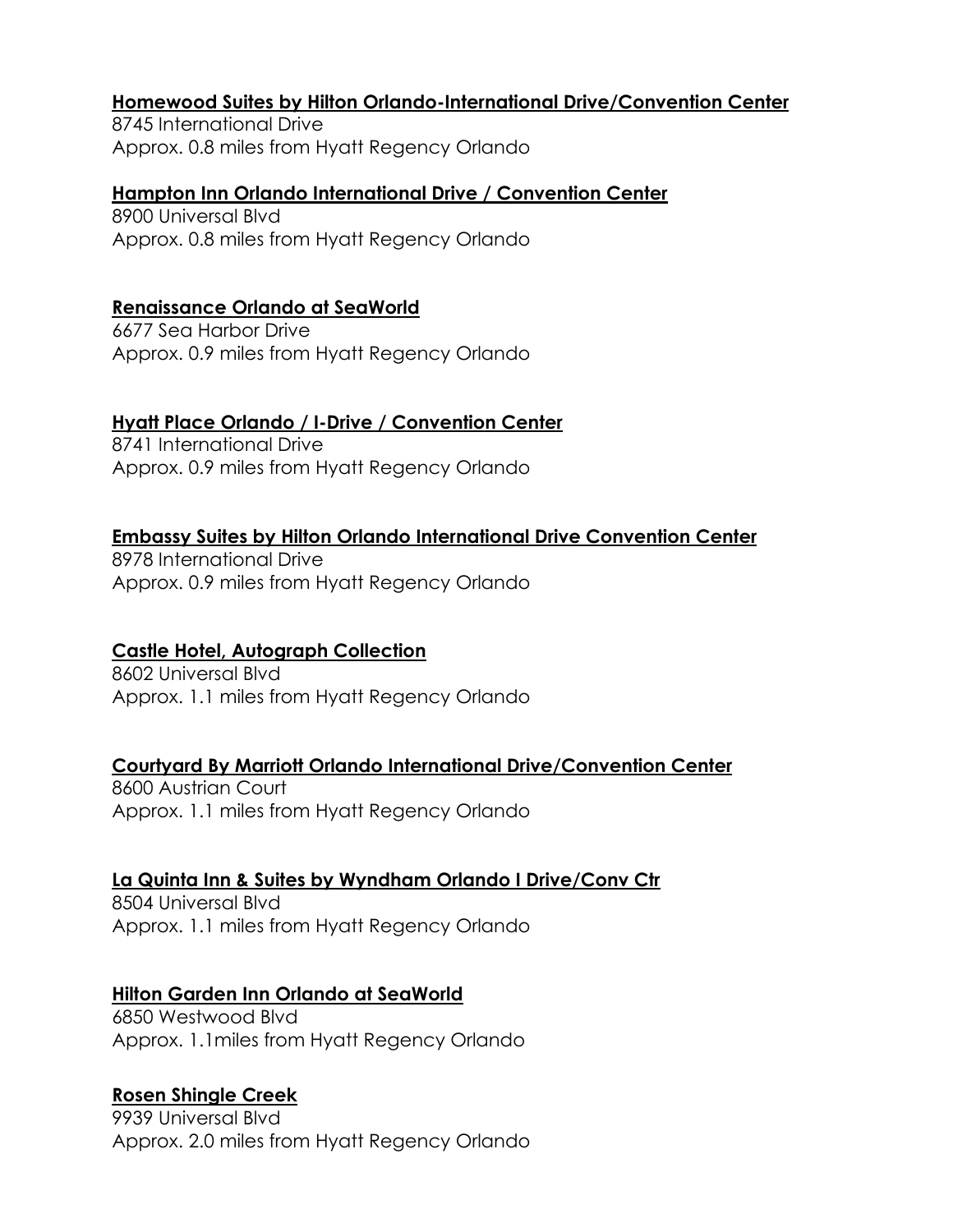**Homewood Suites by Hilton Orlando-International Drive/Convention Center**
8745 International Drive
Approx. 0.8 miles from Hyatt Regency Orlando

**Hampton Inn Orlando International Drive / Convention Center**
8900 Universal Blvd
Approx. 0.8 miles from Hyatt Regency Orlando

**Renaissance Orlando at SeaWorld**
6677 Sea Harbor Drive
Approx. 0.9 miles from Hyatt Regency Orlando

**Hyatt Place Orlando / I-Drive / Convention Center**
8741 International Drive
Approx. 0.9 miles from Hyatt Regency Orlando

**Embassy Suites by Hilton Orlando International Drive Convention Center**
8978 International Drive
Approx. 0.9 miles from Hyatt Regency Orlando

**Castle Hotel, Autograph Collection**
8602 Universal Blvd
Approx. 1.1 miles from Hyatt Regency Orlando

**Courtyard By Marriott Orlando International Drive/Convention Center**
8600 Austrian Court
Approx. 1.1 miles from Hyatt Regency Orlando

**La Quinta Inn & Suites by Wyndham Orlando I Drive/Conv Ctr**
8504 Universal Blvd
Approx. 1.1 miles from Hyatt Regency Orlando

**Hilton Garden Inn Orlando at SeaWorld**
6850 Westwood Blvd
Approx. 1.1miles from Hyatt Regency Orlando

**Rosen Shingle Creek**
9939 Universal Blvd
Approx. 2.0 miles from Hyatt Regency Orlando